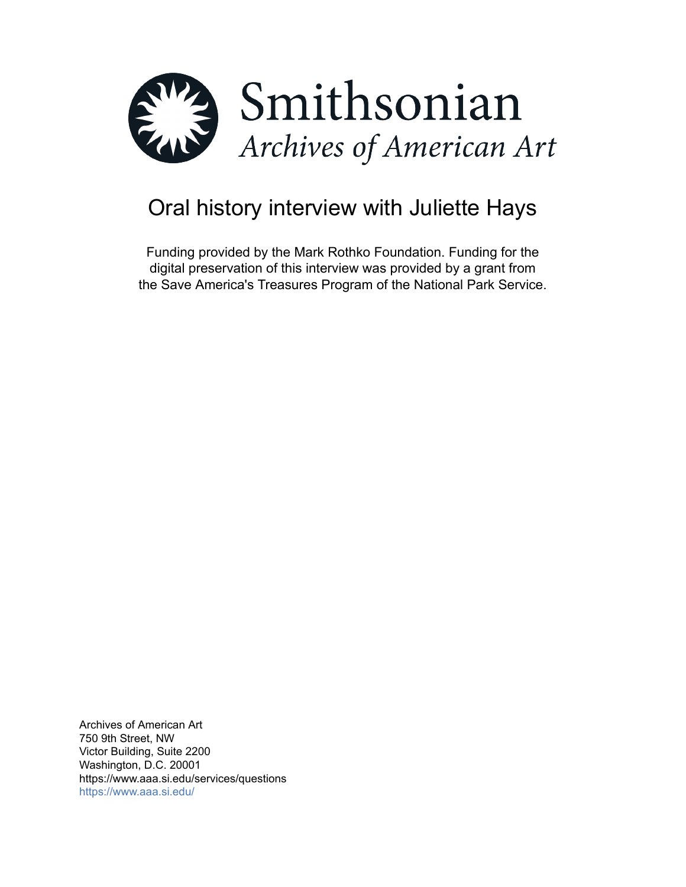# Smithsonian
*Archives of American Art*

## Oral history interview with Juliette Hays

Funding provided by the Mark Rothko Foundation. Funding for the digital preservation of this interview was provided by a grant from the Save America's Treasures Program of the National Park Service.

Archives of American Art
750 9th Street, NW
Victor Building, Suite 2200
Washington, D.C. 20001
https://www.aaa.si.edu/services/questions
https://www.aaa.si.edu/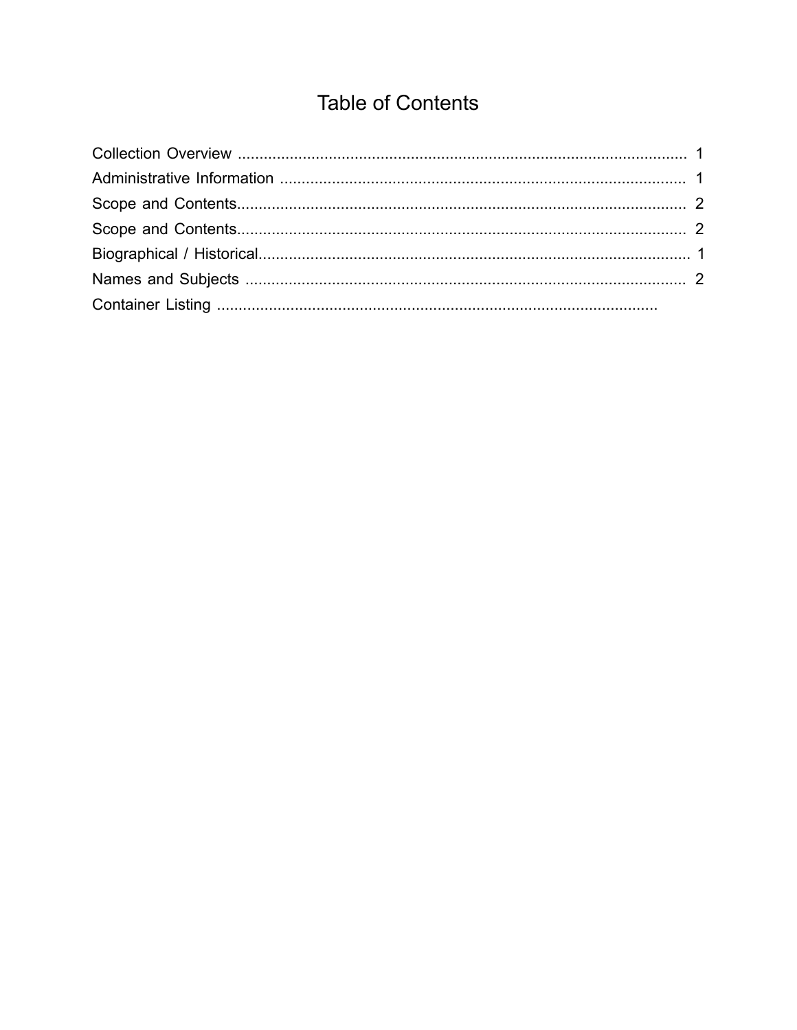# Table of Contents

Collection Overview ........................................................................................................ 1
Administrative Information .............................................................................................. 1
Scope and Contents........................................................................................................ 2
Scope and Contents........................................................................................................ 2
Biographical / Historical................................................................................................... 1
Names and Subjects ...................................................................................................... 2
Container Listing ......................................................................................................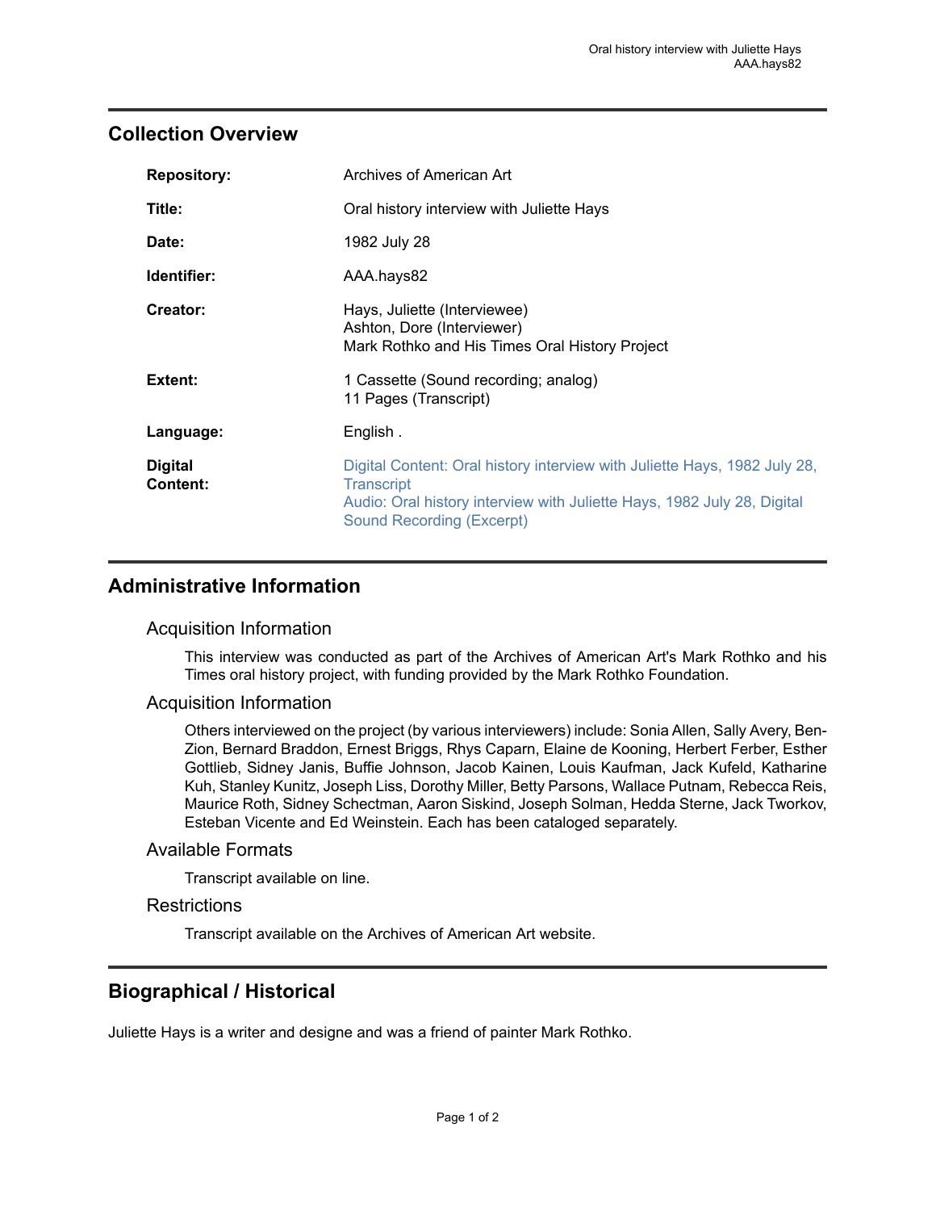## Collection Overview

| | |
|---|---|
| **Repository:** | Archives of American Art |
| **Title:** | Oral history interview with Juliette Hays |
| **Date:** | 1982 July 28 |
| **Identifier:** | AAA.hays82 |
| **Creator:** | Hays, Juliette (Interviewee)<br>Ashton, Dore (Interviewer)<br>Mark Rothko and His Times Oral History Project |
| **Extent:** | 1 Cassette (Sound recording; analog)<br>11 Pages (Transcript) |
| **Language:** | English . |
| **Digital Content:** | Digital Content: Oral history interview with Juliette Hays, 1982 July 28, Transcript<br>Audio: Oral history interview with Juliette Hays, 1982 July 28, Digital Sound Recording (Excerpt) |

## Administrative Information

### Acquisition Information

This interview was conducted as part of the Archives of American Art's Mark Rothko and his Times oral history project, with funding provided by the Mark Rothko Foundation.

### Acquisition Information

Others interviewed on the project (by various interviewers) include: Sonia Allen, Sally Avery, Ben-Zion, Bernard Braddon, Ernest Briggs, Rhys Caparn, Elaine de Kooning, Herbert Ferber, Esther Gottlieb, Sidney Janis, Buffie Johnson, Jacob Kainen, Louis Kaufman, Jack Kufeld, Katharine Kuh, Stanley Kunitz, Joseph Liss, Dorothy Miller, Betty Parsons, Wallace Putnam, Rebecca Reis, Maurice Roth, Sidney Schectman, Aaron Siskind, Joseph Solman, Hedda Sterne, Jack Tworkov, Esteban Vicente and Ed Weinstein. Each has been cataloged separately.

### Available Formats

Transcript available on line.

### Restrictions

Transcript available on the Archives of American Art website.

## Biographical / Historical

Juliette Hays is a writer and designe and was a friend of painter Mark Rothko.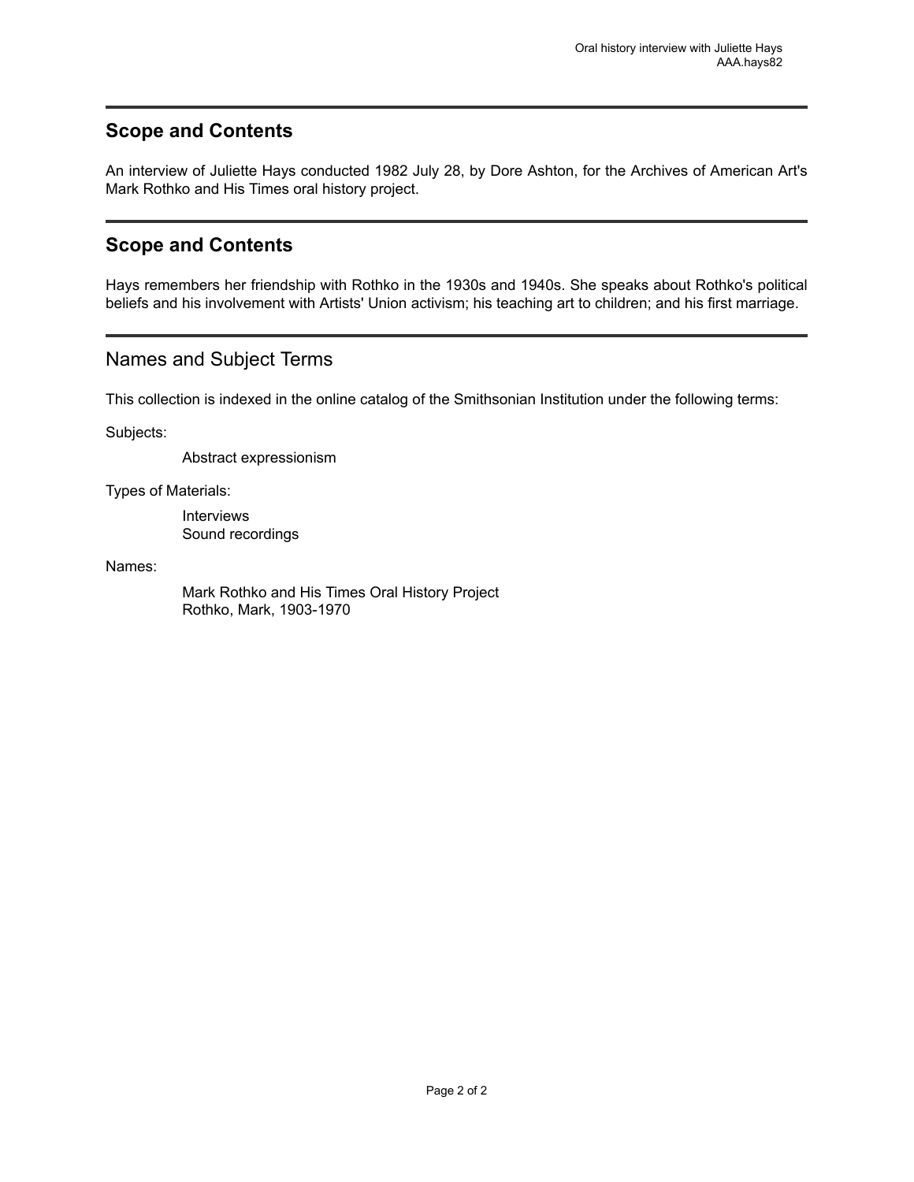## Scope and Contents

An interview of Juliette Hays conducted 1982 July 28, by Dore Ashton, for the Archives of American Art's Mark Rothko and His Times oral history project.

## Scope and Contents

Hays remembers her friendship with Rothko in the 1930s and 1940s. She speaks about Rothko's political beliefs and his involvement with Artists' Union activism; his teaching art to children; and his first marriage.

## Names and Subject Terms

This collection is indexed in the online catalog of the Smithsonian Institution under the following terms:

Subjects:

- Abstract expressionism

Types of Materials:

- Interviews
- Sound recordings

Names:

- Mark Rothko and His Times Oral History Project
- Rothko, Mark, 1903-1970